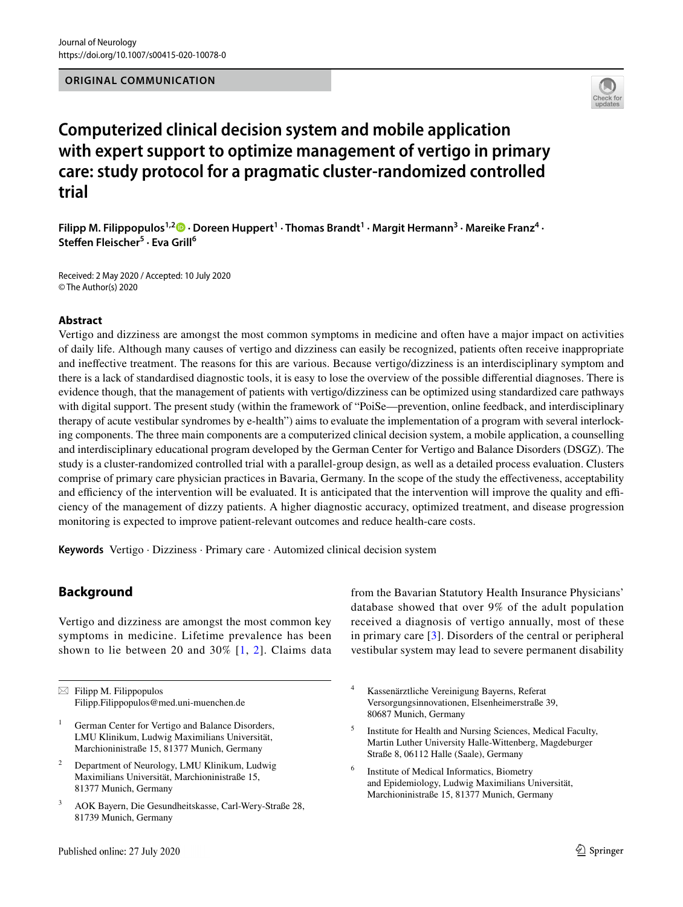ORIGINAL COMMUNICATION

# Computerized clinical decision system and mobile application with expert support to optimize management of vertigo in primary care: study protocol for a pragmatic cluster-randomized controlled trial

**Filipp M. Filippopulos[1,2] · Doreen Huppert[1] · Thomas Brandt[1] · Margit Hermann[3] · Mareike Franz[4] · Steffen Fleischer[5] · Eva Grill[6]**

Received: 2 May 2020 / Accepted: 10 July 2020
© The Author(s) 2020

## Abstract

Vertigo and dizziness are amongst the most common symptoms in medicine and often have a major impact on activities of daily life. Although many causes of vertigo and dizziness can easily be recognized, patients often receive inappropriate and ineffective treatment. The reasons for this are various. Because vertigo/dizziness is an interdisciplinary symptom and there is a lack of standardised diagnostic tools, it is easy to lose the overview of the possible differential diagnoses. There is evidence though, that the management of patients with vertigo/dizziness can be optimized using standardized care pathways with digital support. The present study (within the framework of "PoiSe—prevention, online feedback, and interdisciplinary therapy of acute vestibular syndromes by e-health") aims to evaluate the implementation of a program with several interlocking components. The three main components are a computerized clinical decision system, a mobile application, a counselling and interdisciplinary educational program developed by the German Center for Vertigo and Balance Disorders (DSGZ). The study is a cluster-randomized controlled trial with a parallel-group design, as well as a detailed process evaluation. Clusters comprise of primary care physician practices in Bavaria, Germany. In the scope of the study the effectiveness, acceptability and efficiency of the intervention will be evaluated. It is anticipated that the intervention will improve the quality and efficiency of the management of dizzy patients. A higher diagnostic accuracy, optimized treatment, and disease progression monitoring is expected to improve patient-relevant outcomes and reduce health-care costs.

**Keywords** Vertigo · Dizziness · Primary care · Automized clinical decision system

## Background

Vertigo and dizziness are amongst the most common key symptoms in medicine. Lifetime prevalence has been shown to lie between 20 and 30% [1, 2]. Claims data from the Bavarian Statutory Health Insurance Physicians' database showed that over 9% of the adult population received a diagnosis of vertigo annually, most of these in primary care [3]. Disorders of the central or peripheral vestibular system may lead to severe permanent disability

---

✉ Filipp M. Filippopulos
Filipp.Filippopulos@med.uni-muenchen.de

1 German Center for Vertigo and Balance Disorders, LMU Klinikum, Ludwig Maximilians Universität, Marchioninistraße 15, 81377 Munich, Germany

2 Department of Neurology, LMU Klinikum, Ludwig Maximilians Universität, Marchioninistraße 15, 81377 Munich, Germany

3 AOK Bayern, Die Gesundheitskasse, Carl-Wery-Straße 28, 81739 Munich, Germany

4 Kassenärztliche Vereinigung Bayerns, Referat Versorgungsinnovationen, Elsenheimerstraße 39, 80687 Munich, Germany

5 Institute for Health and Nursing Sciences, Medical Faculty, Martin Luther University Halle-Wittenberg, Magdeburger Straße 8, 06112 Halle (Saale), Germany

6 Institute of Medical Informatics, Biometry and Epidemiology, Ludwig Maximilians Universität, Marchioninistraße 15, 81377 Munich, Germany

Published online: 27 July 2020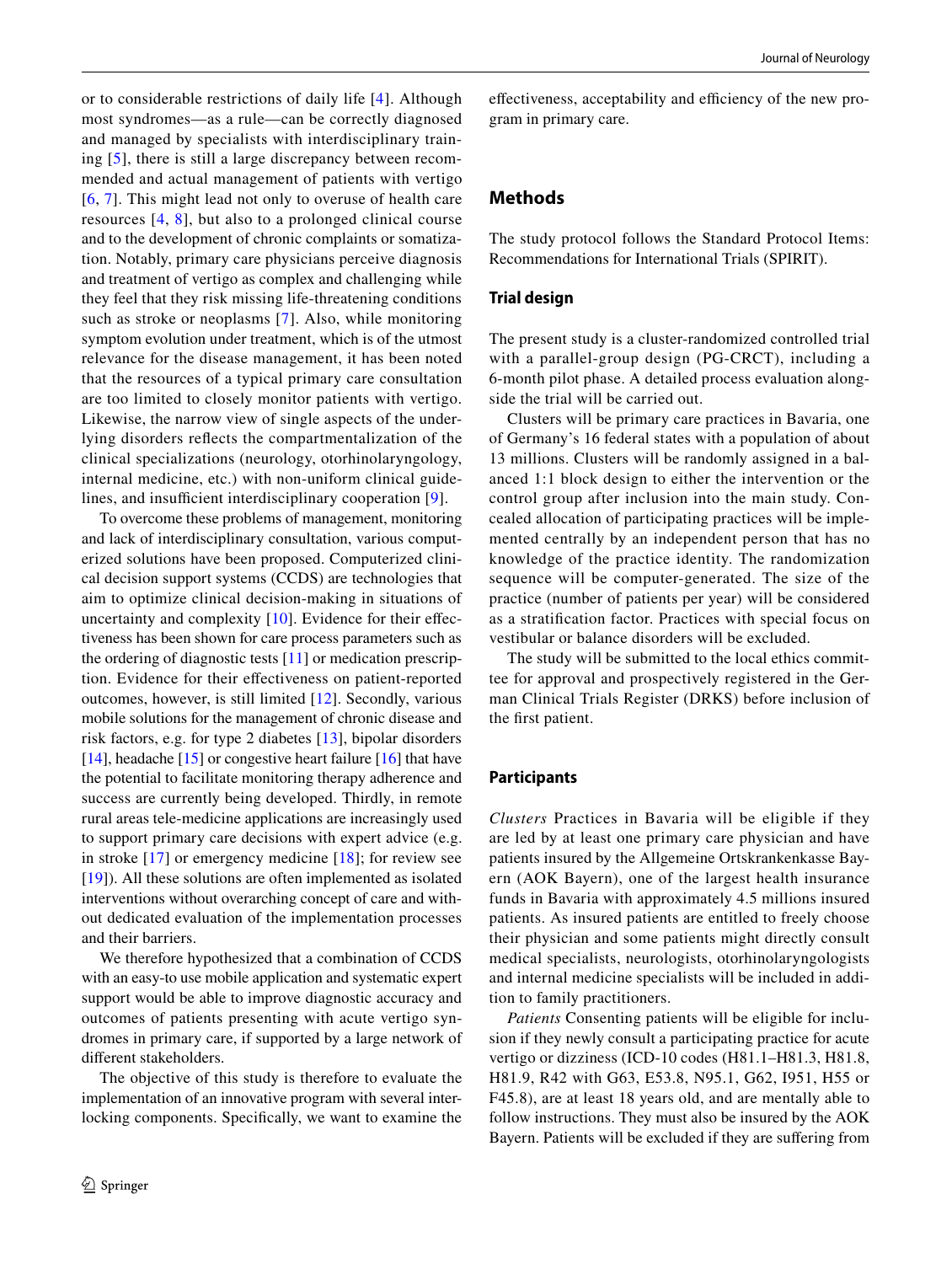or to considerable restrictions of daily life [4]. Although most syndromes—as a rule—can be correctly diagnosed and managed by specialists with interdisciplinary training [5], there is still a large discrepancy between recommended and actual management of patients with vertigo [6, 7]. This might lead not only to overuse of health care resources [4, 8], but also to a prolonged clinical course and to the development of chronic complaints or somatization. Notably, primary care physicians perceive diagnosis and treatment of vertigo as complex and challenging while they feel that they risk missing life-threatening conditions such as stroke or neoplasms [7]. Also, while monitoring symptom evolution under treatment, which is of the utmost relevance for the disease management, it has been noted that the resources of a typical primary care consultation are too limited to closely monitor patients with vertigo. Likewise, the narrow view of single aspects of the underlying disorders reflects the compartmentalization of the clinical specializations (neurology, otorhinolaryngology, internal medicine, etc.) with non-uniform clinical guidelines, and insufficient interdisciplinary cooperation [9].

To overcome these problems of management, monitoring and lack of interdisciplinary consultation, various computerized solutions have been proposed. Computerized clinical decision support systems (CCDS) are technologies that aim to optimize clinical decision-making in situations of uncertainty and complexity [10]. Evidence for their effectiveness has been shown for care process parameters such as the ordering of diagnostic tests [11] or medication prescription. Evidence for their effectiveness on patient-reported outcomes, however, is still limited [12]. Secondly, various mobile solutions for the management of chronic disease and risk factors, e.g. for type 2 diabetes [13], bipolar disorders [14], headache [15] or congestive heart failure [16] that have the potential to facilitate monitoring therapy adherence and success are currently being developed. Thirdly, in remote rural areas tele-medicine applications are increasingly used to support primary care decisions with expert advice (e.g. in stroke [17] or emergency medicine [18]; for review see [19]). All these solutions are often implemented as isolated interventions without overarching concept of care and without dedicated evaluation of the implementation processes and their barriers.

We therefore hypothesized that a combination of CCDS with an easy-to use mobile application and systematic expert support would be able to improve diagnostic accuracy and outcomes of patients presenting with acute vertigo syndromes in primary care, if supported by a large network of different stakeholders.

The objective of this study is therefore to evaluate the implementation of an innovative program with several interlocking components. Specifically, we want to examine the effectiveness, acceptability and efficiency of the new program in primary care.

## Methods

The study protocol follows the Standard Protocol Items: Recommendations for International Trials (SPIRIT).

### Trial design

The present study is a cluster-randomized controlled trial with a parallel-group design (PG-CRCT), including a 6-month pilot phase. A detailed process evaluation alongside the trial will be carried out.

Clusters will be primary care practices in Bavaria, one of Germany's 16 federal states with a population of about 13 millions. Clusters will be randomly assigned in a balanced 1:1 block design to either the intervention or the control group after inclusion into the main study. Concealed allocation of participating practices will be implemented centrally by an independent person that has no knowledge of the practice identity. The randomization sequence will be computer-generated. The size of the practice (number of patients per year) will be considered as a stratification factor. Practices with special focus on vestibular or balance disorders will be excluded.

The study will be submitted to the local ethics committee for approval and prospectively registered in the German Clinical Trials Register (DRKS) before inclusion of the first patient.

### Participants

*Clusters* Practices in Bavaria will be eligible if they are led by at least one primary care physician and have patients insured by the Allgemeine Ortskrankenkasse Bayern (AOK Bayern), one of the largest health insurance funds in Bavaria with approximately 4.5 millions insured patients. As insured patients are entitled to freely choose their physician and some patients might directly consult medical specialists, neurologists, otorhinolaryngologists and internal medicine specialists will be included in addition to family practitioners.

*Patients* Consenting patients will be eligible for inclusion if they newly consult a participating practice for acute vertigo or dizziness (ICD-10 codes (H81.1–H81.3, H81.8, H81.9, R42 with G63, E53.8, N95.1, G62, I951, H55 or F45.8), are at least 18 years old, and are mentally able to follow instructions. They must also be insured by the AOK Bayern. Patients will be excluded if they are suffering from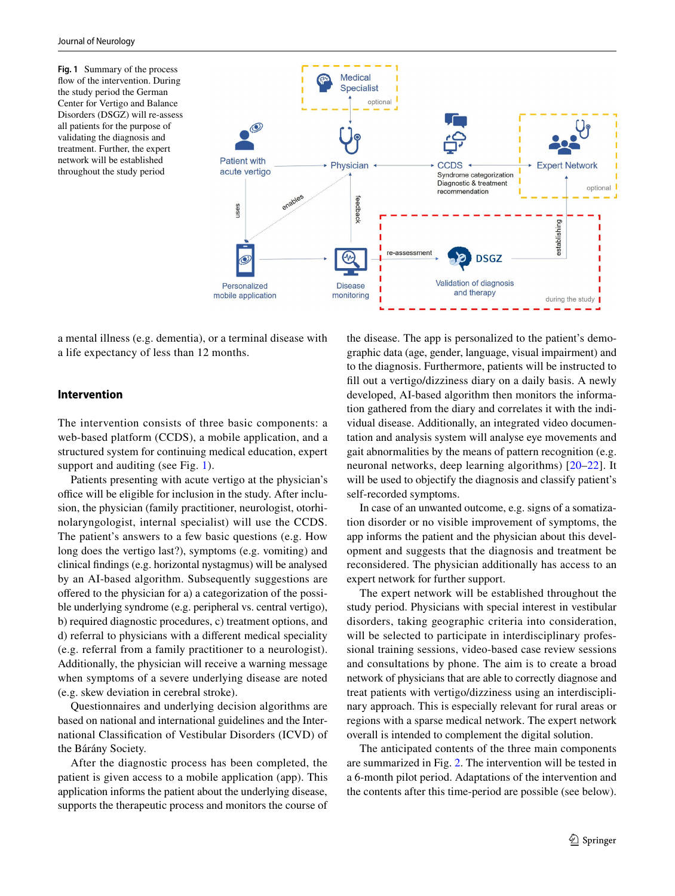Fig. 1 Summary of the process flow of the intervention. During the study period the German Center for Vertigo and Balance Disorders (DSGZ) will re-assess all patients for the purpose of validating the diagnosis and treatment. Further, the expert network will be established throughout the study period

a mental illness (e.g. dementia), or a terminal disease with a life expectancy of less than 12 months.

## Intervention

The intervention consists of three basic components: a web-based platform (CCDS), a mobile application, and a structured system for continuing medical education, expert support and auditing (see Fig. 1).

Patients presenting with acute vertigo at the physician's office will be eligible for inclusion in the study. After inclusion, the physician (family practitioner, neurologist, otorhinolaryngologist, internal specialist) will use the CCDS. The patient's answers to a few basic questions (e.g. How long does the vertigo last?), symptoms (e.g. vomiting) and clinical findings (e.g. horizontal nystagmus) will be analysed by an AI-based algorithm. Subsequently suggestions are offered to the physician for a) a categorization of the possible underlying syndrome (e.g. peripheral vs. central vertigo), b) required diagnostic procedures, c) treatment options, and d) referral to physicians with a different medical speciality (e.g. referral from a family practitioner to a neurologist). Additionally, the physician will receive a warning message when symptoms of a severe underlying disease are noted (e.g. skew deviation in cerebral stroke).

Questionnaires and underlying decision algorithms are based on national and international guidelines and the International Classification of Vestibular Disorders (ICVD) of the Bárány Society.

After the diagnostic process has been completed, the patient is given access to a mobile application (app). This application informs the patient about the underlying disease, supports the therapeutic process and monitors the course of the disease. The app is personalized to the patient's demographic data (age, gender, language, visual impairment) and to the diagnosis. Furthermore, patients will be instructed to fill out a vertigo/dizziness diary on a daily basis. A newly developed, AI-based algorithm then monitors the information gathered from the diary and correlates it with the individual disease. Additionally, an integrated video documentation and analysis system will analyse eye movements and gait abnormalities by the means of pattern recognition (e.g. neuronal networks, deep learning algorithms) [20–22]. It will be used to objectify the diagnosis and classify patient's self-recorded symptoms.

In case of an unwanted outcome, e.g. signs of a somatization disorder or no visible improvement of symptoms, the app informs the patient and the physician about this development and suggests that the diagnosis and treatment be reconsidered. The physician additionally has access to an expert network for further support.

The expert network will be established throughout the study period. Physicians with special interest in vestibular disorders, taking geographic criteria into consideration, will be selected to participate in interdisciplinary professional training sessions, video-based case review sessions and consultations by phone. The aim is to create a broad network of physicians that are able to correctly diagnose and treat patients with vertigo/dizziness using an interdisciplinary approach. This is especially relevant for rural areas or regions with a sparse medical network. The expert network overall is intended to complement the digital solution.

The anticipated contents of the three main components are summarized in Fig. 2. The intervention will be tested in a 6-month pilot period. Adaptations of the intervention and the contents after this time-period are possible (see below).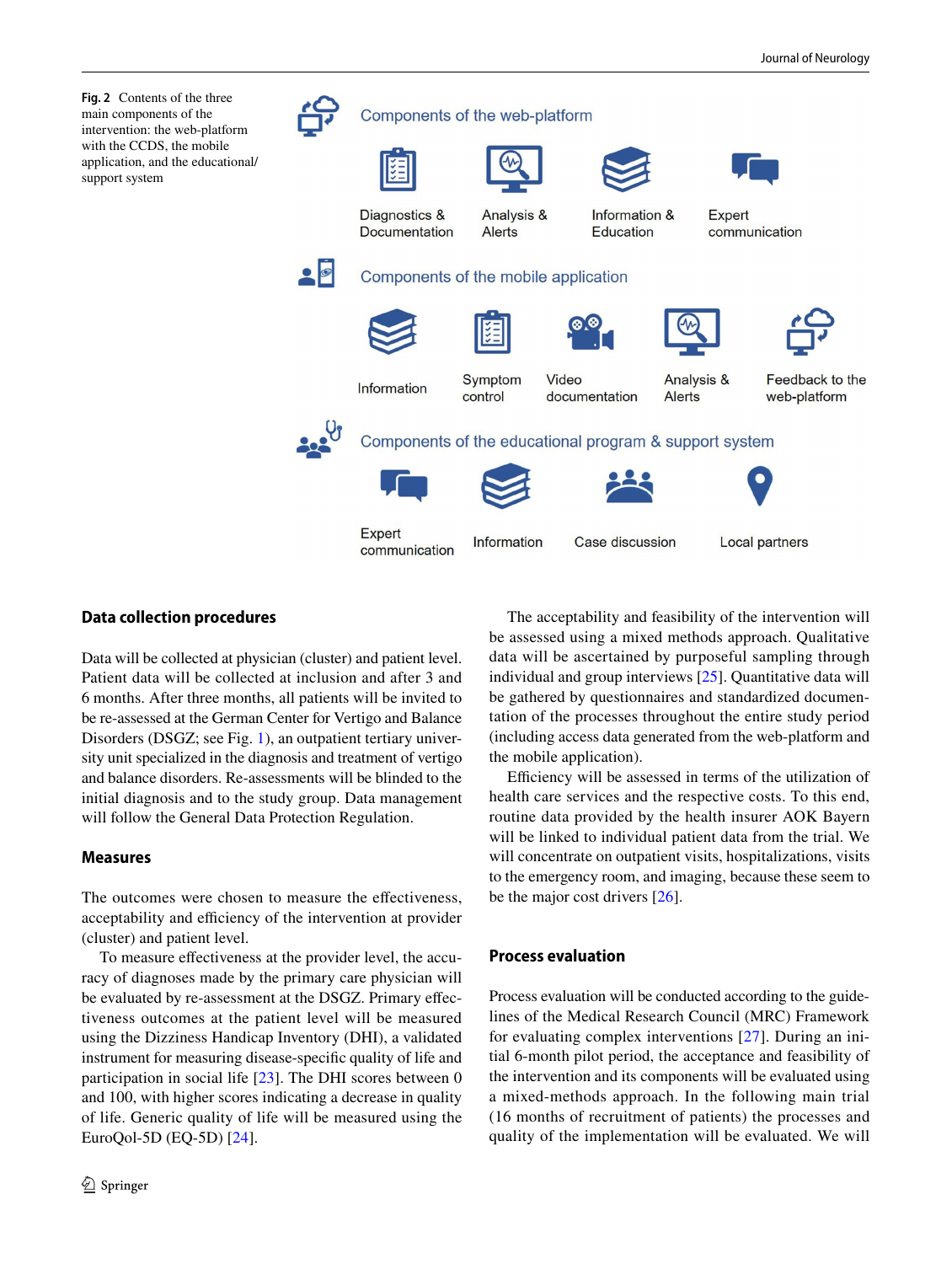**Fig. 2** Contents of the three main components of the intervention: the web-platform with the CCDS, the mobile application, and the educational/support system

Components of the web-platform

Diagnostics & Documentation | Analysis & Alerts | Information & Education | Expert communication

Components of the mobile application

Information | Symptom control | Video documentation | Analysis & Alerts | Feedback to the web-platform

Components of the educational program & support system

Expert communication | Information | Case discussion | Local partners

## Data collection procedures

Data will be collected at physician (cluster) and patient level. Patient data will be collected at inclusion and after 3 and 6 months. After three months, all patients will be invited to be re-assessed at the German Center for Vertigo and Balance Disorders (DSGZ; see Fig. 1), an outpatient tertiary university unit specialized in the diagnosis and treatment of vertigo and balance disorders. Re-assessments will be blinded to the initial diagnosis and to the study group. Data management will follow the General Data Protection Regulation.

## Measures

The outcomes were chosen to measure the effectiveness, acceptability and efficiency of the intervention at provider (cluster) and patient level.

To measure effectiveness at the provider level, the accuracy of diagnoses made by the primary care physician will be evaluated by re-assessment at the DSGZ. Primary effectiveness outcomes at the patient level will be measured using the Dizziness Handicap Inventory (DHI), a validated instrument for measuring disease-specific quality of life and participation in social life [23]. The DHI scores between 0 and 100, with higher scores indicating a decrease in quality of life. Generic quality of life will be measured using the EuroQol-5D (EQ-5D) [24].

The acceptability and feasibility of the intervention will be assessed using a mixed methods approach. Qualitative data will be ascertained by purposeful sampling through individual and group interviews [25]. Quantitative data will be gathered by questionnaires and standardized documentation of the processes throughout the entire study period (including access data generated from the web-platform and the mobile application).

Efficiency will be assessed in terms of the utilization of health care services and the respective costs. To this end, routine data provided by the health insurer AOK Bayern will be linked to individual patient data from the trial. We will concentrate on outpatient visits, hospitalizations, visits to the emergency room, and imaging, because these seem to be the major cost drivers [26].

## Process evaluation

Process evaluation will be conducted according to the guidelines of the Medical Research Council (MRC) Framework for evaluating complex interventions [27]. During an initial 6-month pilot period, the acceptance and feasibility of the intervention and its components will be evaluated using a mixed-methods approach. In the following main trial (16 months of recruitment of patients) the processes and quality of the implementation will be evaluated. We will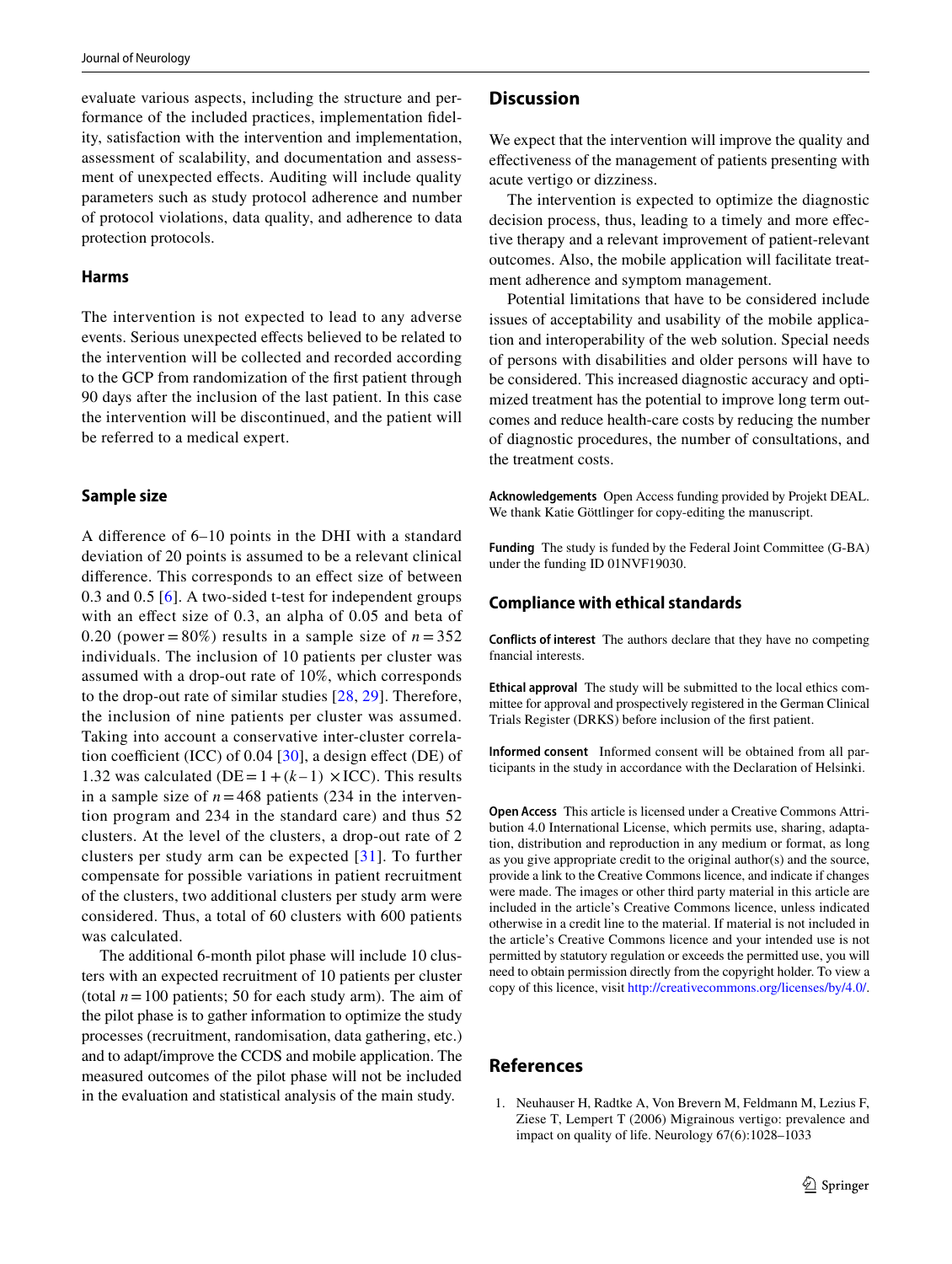evaluate various aspects, including the structure and performance of the included practices, implementation fidelity, satisfaction with the intervention and implementation, assessment of scalability, and documentation and assessment of unexpected effects. Auditing will include quality parameters such as study protocol adherence and number of protocol violations, data quality, and adherence to data protection protocols.

### Harms

The intervention is not expected to lead to any adverse events. Serious unexpected effects believed to be related to the intervention will be collected and recorded according to the GCP from randomization of the first patient through 90 days after the inclusion of the last patient. In this case the intervention will be discontinued, and the patient will be referred to a medical expert.

## Sample size

A difference of 6–10 points in the DHI with a standard deviation of 20 points is assumed to be a relevant clinical difference. This corresponds to an effect size of between 0.3 and 0.5 [6]. A two-sided t-test for independent groups with an effect size of 0.3, an alpha of 0.05 and beta of 0.20 (power = 80%) results in a sample size of $n = 352$ individuals. The inclusion of 10 patients per cluster was assumed with a drop-out rate of 10%, which corresponds to the drop-out rate of similar studies [28, 29]. Therefore, the inclusion of nine patients per cluster was assumed. Taking into account a conservative inter-cluster correlation coefficient (ICC) of 0.04 [30], a design effect (DE) of 1.32 was calculated ($DE = 1 + (k-1) \times ICC$). This results in a sample size of $n = 468$ patients (234 in the intervention program and 234 in the standard care) and thus 52 clusters. At the level of the clusters, a drop-out rate of 2 clusters per study arm can be expected [31]. To further compensate for possible variations in patient recruitment of the clusters, two additional clusters per study arm were considered. Thus, a total of 60 clusters with 600 patients was calculated.

The additional 6-month pilot phase will include 10 clusters with an expected recruitment of 10 patients per cluster (total $n = 100$ patients; 50 for each study arm). The aim of the pilot phase is to gather information to optimize the study processes (recruitment, randomisation, data gathering, etc.) and to adapt/improve the CCDS and mobile application. The measured outcomes of the pilot phase will not be included in the evaluation and statistical analysis of the main study.

## Discussion

We expect that the intervention will improve the quality and effectiveness of the management of patients presenting with acute vertigo or dizziness.

The intervention is expected to optimize the diagnostic decision process, thus, leading to a timely and more effective therapy and a relevant improvement of patient-relevant outcomes. Also, the mobile application will facilitate treatment adherence and symptom management.

Potential limitations that have to be considered include issues of acceptability and usability of the mobile application and interoperability of the web solution. Special needs of persons with disabilities and older persons will have to be considered. This increased diagnostic accuracy and optimized treatment has the potential to improve long term outcomes and reduce health-care costs by reducing the number of diagnostic procedures, the number of consultations, and the treatment costs.

**Acknowledgements** Open Access funding provided by Projekt DEAL. We thank Katie Göttlinger for copy-editing the manuscript.

**Funding** The study is funded by the Federal Joint Committee (G-BA) under the funding ID 01NVF19030.

## Compliance with ethical standards

**Conflicts of interest** The authors declare that they have no competing financial interests.

**Ethical approval** The study will be submitted to the local ethics committee for approval and prospectively registered in the German Clinical Trials Register (DRKS) before inclusion of the first patient.

**Informed consent** Informed consent will be obtained from all participants in the study in accordance with the Declaration of Helsinki.

**Open Access** This article is licensed under a Creative Commons Attribution 4.0 International License, which permits use, sharing, adaptation, distribution and reproduction in any medium or format, as long as you give appropriate credit to the original author(s) and the source, provide a link to the Creative Commons licence, and indicate if changes were made. The images or other third party material in this article are included in the article's Creative Commons licence, unless indicated otherwise in a credit line to the material. If material is not included in the article's Creative Commons licence and your intended use is not permitted by statutory regulation or exceeds the permitted use, you will need to obtain permission directly from the copyright holder. To view a copy of this licence, visit http://creativecommons.org/licenses/by/4.0/.

## References

1. Neuhauser H, Radtke A, Von Brevern M, Feldmann M, Lezius F, Ziese T, Lempert T (2006) Migrainous vertigo: prevalence and impact on quality of life. Neurology 67(6):1028–1033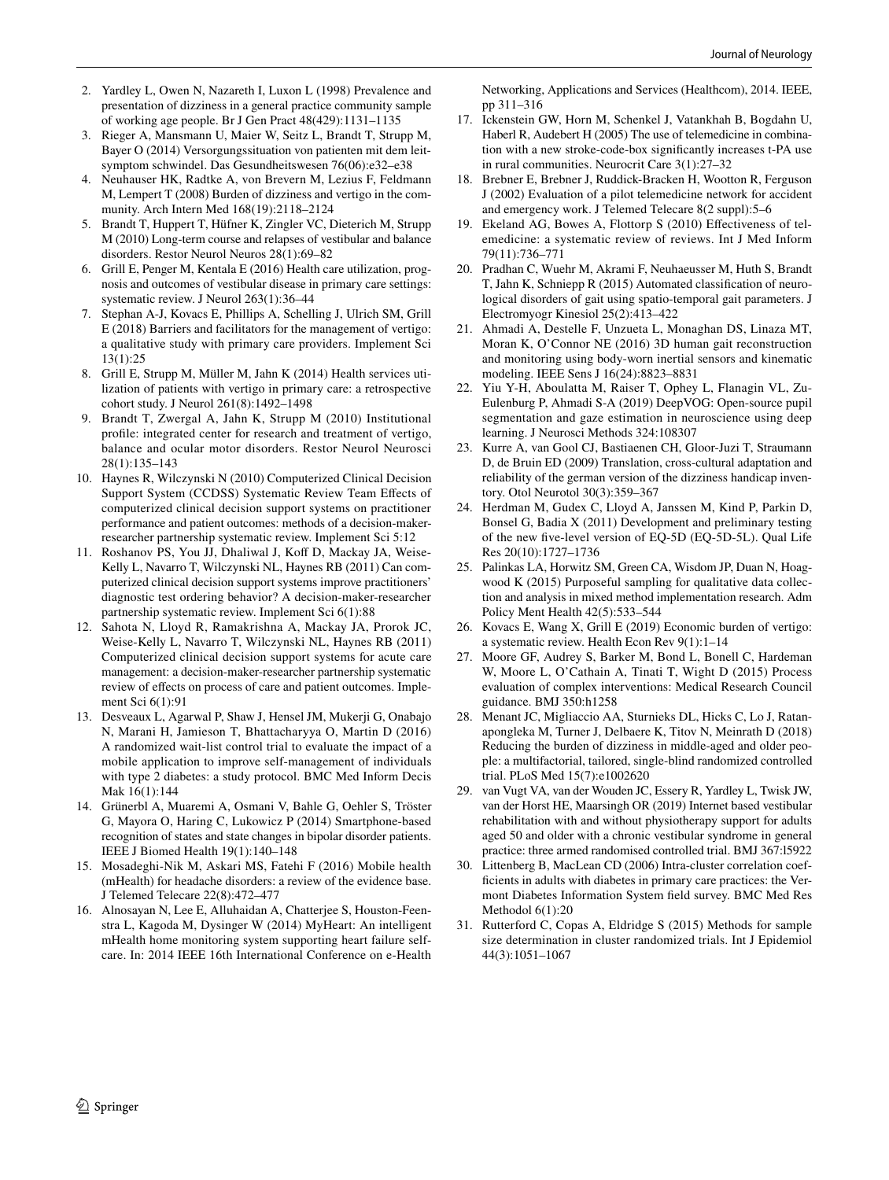2. Yardley L, Owen N, Nazareth I, Luxon L (1998) Prevalence and presentation of dizziness in a general practice community sample of working age people. Br J Gen Pract 48(429):1131–1135
3. Rieger A, Mansmann U, Maier W, Seitz L, Brandt T, Strupp M, Bayer O (2014) Versorgungssituation von patienten mit dem leitsymptom schwindel. Das Gesundheitswesen 76(06):e32–e38
4. Neuhauser HK, Radtke A, von Brevern M, Lezius F, Feldmann M, Lempert T (2008) Burden of dizziness and vertigo in the community. Arch Intern Med 168(19):2118–2124
5. Brandt T, Huppert T, Hüfner K, Zingler VC, Dieterich M, Strupp M (2010) Long-term course and relapses of vestibular and balance disorders. Restor Neurol Neuros 28(1):69–82
6. Grill E, Penger M, Kentala E (2016) Health care utilization, prognosis and outcomes of vestibular disease in primary care settings: systematic review. J Neurol 263(1):36–44
7. Stephan A-J, Kovacs E, Phillips A, Schelling J, Ulrich SM, Grill E (2018) Barriers and facilitators for the management of vertigo: a qualitative study with primary care providers. Implement Sci 13(1):25
8. Grill E, Strupp M, Müller M, Jahn K (2014) Health services utilization of patients with vertigo in primary care: a retrospective cohort study. J Neurol 261(8):1492–1498
9. Brandt T, Zwergal A, Jahn K, Strupp M (2010) Institutional profile: integrated center for research and treatment of vertigo, balance and ocular motor disorders. Restor Neurol Neurosci 28(1):135–143
10. Haynes R, Wilczynski N (2010) Computerized Clinical Decision Support System (CCDSS) Systematic Review Team Effects of computerized clinical decision support systems on practitioner performance and patient outcomes: methods of a decision-maker-researcher partnership systematic review. Implement Sci 5:12
11. Roshanov PS, You JJ, Dhaliwal J, Koff D, Mackay JA, Weise-Kelly L, Navarro T, Wilczynski NL, Haynes RB (2011) Can computerized clinical decision support systems improve practitioners' diagnostic test ordering behavior? A decision-maker-researcher partnership systematic review. Implement Sci 6(1):88
12. Sahota N, Lloyd R, Ramakrishna A, Mackay JA, Prorok JC, Weise-Kelly L, Navarro T, Wilczynski NL, Haynes RB (2011) Computerized clinical decision support systems for acute care management: a decision-maker-researcher partnership systematic review of effects on process of care and patient outcomes. Implement Sci 6(1):91
13. Desveaux L, Agarwal P, Shaw J, Hensel JM, Mukerji G, Onabajo N, Marani H, Jamieson T, Bhattacharyya O, Martin D (2016) A randomized wait-list control trial to evaluate the impact of a mobile application to improve self-management of individuals with type 2 diabetes: a study protocol. BMC Med Inform Decis Mak 16(1):144
14. Grünerbl A, Muaremi A, Osmani V, Bahle G, Oehler S, Tröster G, Mayora O, Haring C, Lukowicz P (2014) Smartphone-based recognition of states and state changes in bipolar disorder patients. IEEE J Biomed Health 19(1):140–148
15. Mosadeghi-Nik M, Askari MS, Fatehi F (2016) Mobile health (mHealth) for headache disorders: a review of the evidence base. J Telemed Telecare 22(8):472–477
16. Alnosayan N, Lee E, Alluhaidan A, Chatterjee S, Houston-Feenstra L, Kagoda M, Dysinger W (2014) MyHeart: An intelligent mHealth home monitoring system supporting heart failure self-care. In: 2014 IEEE 16th International Conference on e-Health Networking, Applications and Services (Healthcom), 2014. IEEE, pp 311–316
17. Ickenstein GW, Horn M, Schenkel J, Vatankhah B, Bogdahn U, Haberl R, Audebert H (2005) The use of telemedicine in combination with a new stroke-code-box significantly increases t-PA use in rural communities. Neurocrit Care 3(1):27–32
18. Brebner E, Brebner J, Ruddick-Bracken H, Wootton R, Ferguson J (2002) Evaluation of a pilot telemedicine network for accident and emergency work. J Telemed Telecare 8(2 suppl):5–6
19. Ekeland AG, Bowes A, Flottorp S (2010) Effectiveness of telemedicine: a systematic review of reviews. Int J Med Inform 79(11):736–771
20. Pradhan C, Wuehr M, Akrami F, Neuhaeusser M, Huth S, Brandt T, Jahn K, Schniepp R (2015) Automated classification of neurological disorders of gait using spatio-temporal gait parameters. J Electromyogr Kinesiol 25(2):413–422
21. Ahmadi A, Destelle F, Unzueta L, Monaghan DS, Linaza MT, Moran K, O'Connor NE (2016) 3D human gait reconstruction and monitoring using body-worn inertial sensors and kinematic modeling. IEEE Sens J 16(24):8823–8831
22. Yiu Y-H, Aboulatta M, Raiser T, Ophey L, Flanagin VL, Zu-Eulenburg P, Ahmadi S-A (2019) DeepVOG: Open-source pupil segmentation and gaze estimation in neuroscience using deep learning. J Neurosci Methods 324:108307
23. Kurre A, van Gool CJ, Bastiaenen CH, Gloor-Juzi T, Straumann D, de Bruin ED (2009) Translation, cross-cultural adaptation and reliability of the german version of the dizziness handicap inventory. Otol Neurotol 30(3):359–367
24. Herdman M, Gudex C, Lloyd A, Janssen M, Kind P, Parkin D, Bonsel G, Badia X (2011) Development and preliminary testing of the new five-level version of EQ-5D (EQ-5D-5L). Qual Life Res 20(10):1727–1736
25. Palinkas LA, Horwitz SM, Green CA, Wisdom JP, Duan N, Hoagwood K (2015) Purposeful sampling for qualitative data collection and analysis in mixed method implementation research. Adm Policy Ment Health 42(5):533–544
26. Kovacs E, Wang X, Grill E (2019) Economic burden of vertigo: a systematic review. Health Econ Rev 9(1):1–14
27. Moore GF, Audrey S, Barker M, Bond L, Bonell C, Hardeman W, Moore L, O'Cathain A, Tinati T, Wight D (2015) Process evaluation of complex interventions: Medical Research Council guidance. BMJ 350:h1258
28. Menant JC, Migliaccio AA, Sturnieks DL, Hicks C, Lo J, Ratanapongleka M, Turner J, Delbaere K, Titov N, Meinrath D (2018) Reducing the burden of dizziness in middle-aged and older people: a multifactorial, tailored, single-blind randomized controlled trial. PLoS Med 15(7):e1002620
29. van Vugt VA, van der Wouden JC, Essery R, Yardley L, Twisk JW, van der Horst HE, Maarsingh OR (2019) Internet based vestibular rehabilitation with and without physiotherapy support for adults aged 50 and older with a chronic vestibular syndrome in general practice: three armed randomised controlled trial. BMJ 367:l5922
30. Littenberg B, MacLean CD (2006) Intra-cluster correlation coefficients in adults with diabetes in primary care practices: the Vermont Diabetes Information System field survey. BMC Med Res Methodol 6(1):20
31. Rutterford C, Copas A, Eldridge S (2015) Methods for sample size determination in cluster randomized trials. Int J Epidemiol 44(3):1051–1067